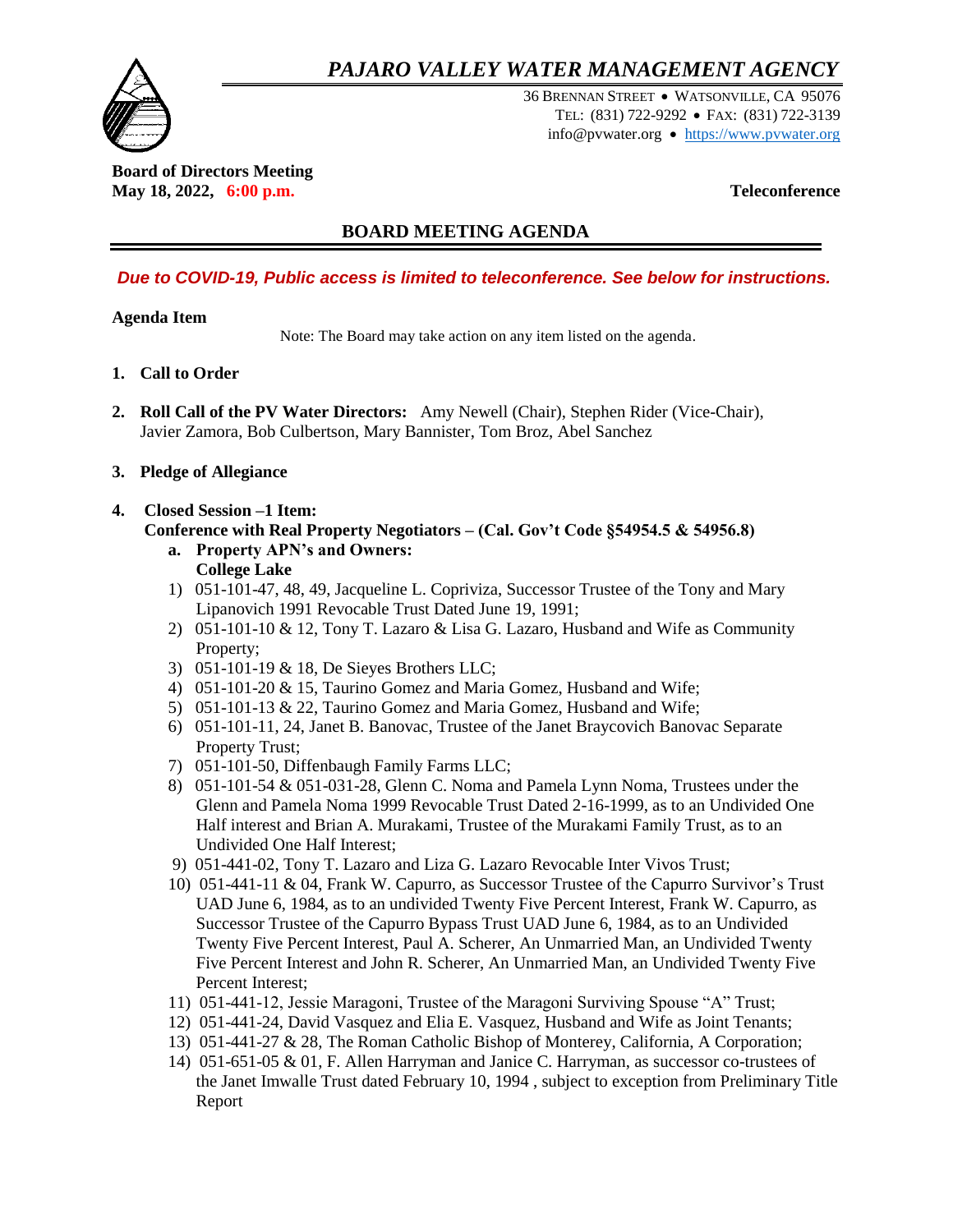# *PAJARO VALLEY WATER MANAGEMENT AGENCY*

36 BRENNAN STREET • WATSONVILLE, CA 95076
TEL: (831) 722-9292 • FAX: (831) 722-3139
info@pvwater.org • https://www.pvwater.org

**Board of Directors Meeting**
**May 18, 2022, 6:00 p.m.** **Teleconference**

## BOARD MEETING AGENDA

***Due to COVID-19, Public access is limited to teleconference. See below for instructions.***

**Agenda Item**

Note: The Board may take action on any item listed on the agenda.

1. **Call to Order**

2. **Roll Call of the PV Water Directors:** Amy Newell (Chair), Stephen Rider (Vice-Chair), Javier Zamora, Bob Culbertson, Mary Bannister, Tom Broz, Abel Sanchez

3. **Pledge of Allegiance**

4. **Closed Session –1 Item:**
   **Conference with Real Property Negotiators – (Cal. Gov't Code §54954.5 & 54956.8)**
   a. **Property APN's and Owners:**
      **College Lake**
   1) 051-101-47, 48, 49, Jacqueline L. Copriviza, Successor Trustee of the Tony and Mary Lipanovich 1991 Revocable Trust Dated June 19, 1991;
   2) 051-101-10 & 12, Tony T. Lazaro & Lisa G. Lazaro, Husband and Wife as Community Property;
   3) 051-101-19 & 18, De Sieyes Brothers LLC;
   4) 051-101-20 & 15, Taurino Gomez and Maria Gomez, Husband and Wife;
   5) 051-101-13 & 22, Taurino Gomez and Maria Gomez, Husband and Wife;
   6) 051-101-11, 24, Janet B. Banovac, Trustee of the Janet Braycovich Banovac Separate Property Trust;
   7) 051-101-50, Diffenbaugh Family Farms LLC;
   8) 051-101-54 & 051-031-28, Glenn C. Noma and Pamela Lynn Noma, Trustees under the Glenn and Pamela Noma 1999 Revocable Trust Dated 2-16-1999, as to an Undivided One Half interest and Brian A. Murakami, Trustee of the Murakami Family Trust, as to an Undivided One Half Interest;
   9) 051-441-02, Tony T. Lazaro and Liza G. Lazaro Revocable Inter Vivos Trust;
   10) 051-441-11 & 04, Frank W. Capurro, as Successor Trustee of the Capurro Survivor's Trust UAD June 6, 1984, as to an undivided Twenty Five Percent Interest, Frank W. Capurro, as Successor Trustee of the Capurro Bypass Trust UAD June 6, 1984, as to an Undivided Twenty Five Percent Interest, Paul A. Scherer, An Unmarried Man, an Undivided Twenty Five Percent Interest and John R. Scherer, An Unmarried Man, an Undivided Twenty Five Percent Interest;
   11) 051-441-12, Jessie Maragoni, Trustee of the Maragoni Surviving Spouse "A" Trust;
   12) 051-441-24, David Vasquez and Elia E. Vasquez, Husband and Wife as Joint Tenants;
   13) 051-441-27 & 28, The Roman Catholic Bishop of Monterey, California, A Corporation;
   14) 051-651-05 & 01, F. Allen Harryman and Janice C. Harryman, as successor co-trustees of the Janet Imwalle Trust dated February 10, 1994 , subject to exception from Preliminary Title Report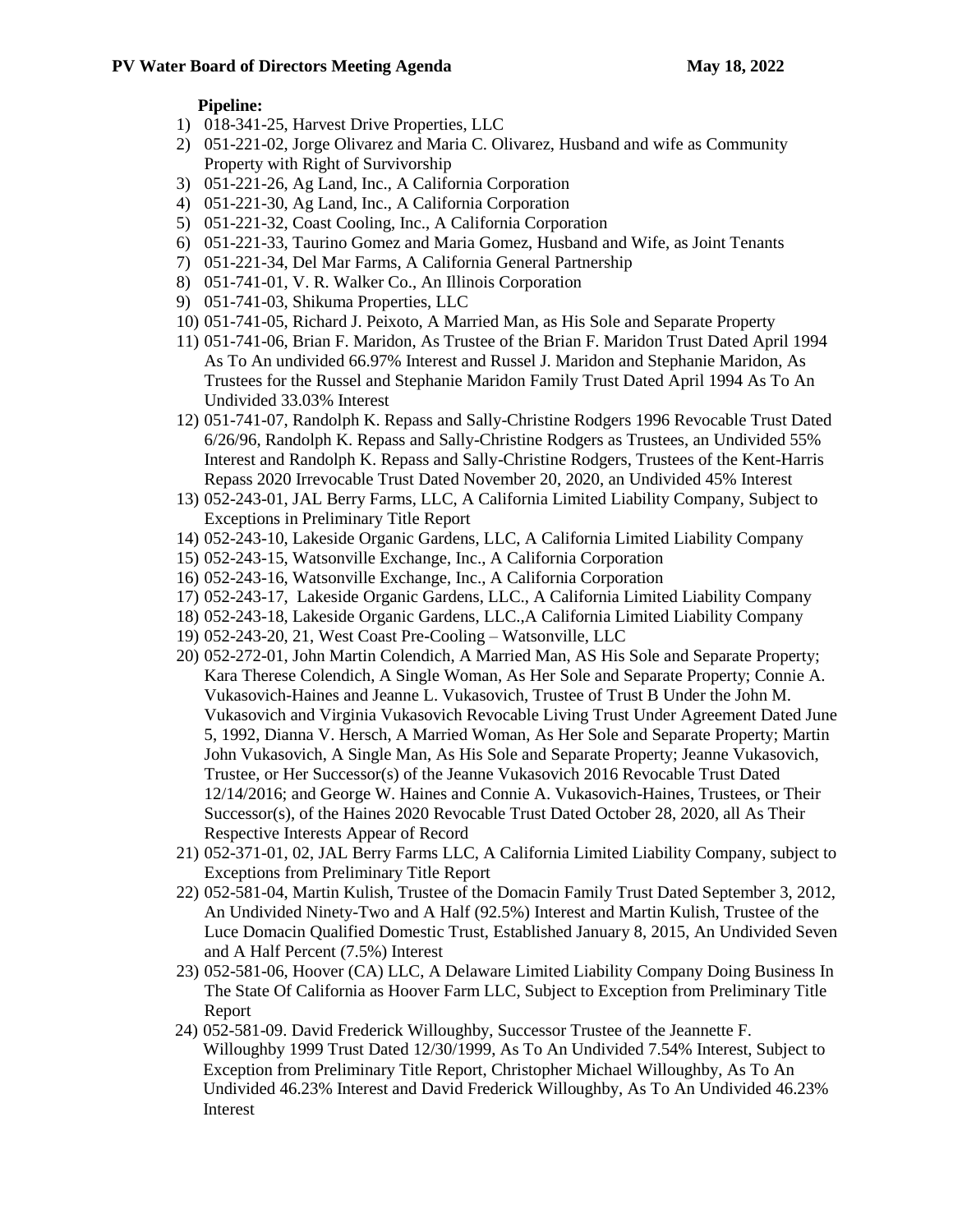**Pipeline:**

1) 018-341-25, Harvest Drive Properties, LLC
2) 051-221-02, Jorge Olivarez and Maria C. Olivarez, Husband and wife as Community Property with Right of Survivorship
3) 051-221-26, Ag Land, Inc., A California Corporation
4) 051-221-30, Ag Land, Inc., A California Corporation
5) 051-221-32, Coast Cooling, Inc., A California Corporation
6) 051-221-33, Taurino Gomez and Maria Gomez, Husband and Wife, as Joint Tenants
7) 051-221-34, Del Mar Farms, A California General Partnership
8) 051-741-01, V. R. Walker Co., An Illinois Corporation
9) 051-741-03, Shikuma Properties, LLC
10) 051-741-05, Richard J. Peixoto, A Married Man, as His Sole and Separate Property
11) 051-741-06, Brian F. Maridon, As Trustee of the Brian F. Maridon Trust Dated April 1994 As To An undivided 66.97% Interest and Russel J. Maridon and Stephanie Maridon, As Trustees for the Russel and Stephanie Maridon Family Trust Dated April 1994 As To An Undivided 33.03% Interest
12) 051-741-07, Randolph K. Repass and Sally-Christine Rodgers 1996 Revocable Trust Dated 6/26/96, Randolph K. Repass and Sally-Christine Rodgers as Trustees, an Undivided 55% Interest and Randolph K. Repass and Sally-Christine Rodgers, Trustees of the Kent-Harris Repass 2020 Irrevocable Trust Dated November 20, 2020, an Undivided 45% Interest
13) 052-243-01, JAL Berry Farms, LLC, A California Limited Liability Company, Subject to Exceptions in Preliminary Title Report
14) 052-243-10, Lakeside Organic Gardens, LLC, A California Limited Liability Company
15) 052-243-15, Watsonville Exchange, Inc., A California Corporation
16) 052-243-16, Watsonville Exchange, Inc., A California Corporation
17) 052-243-17, Lakeside Organic Gardens, LLC., A California Limited Liability Company
18) 052-243-18, Lakeside Organic Gardens, LLC.,A California Limited Liability Company
19) 052-243-20, 21, West Coast Pre-Cooling – Watsonville, LLC
20) 052-272-01, John Martin Colendich, A Married Man, AS His Sole and Separate Property; Kara Therese Colendich, A Single Woman, As Her Sole and Separate Property; Connie A. Vukasovich-Haines and Jeanne L. Vukasovich, Trustee of Trust B Under the John M. Vukasovich and Virginia Vukasovich Revocable Living Trust Under Agreement Dated June 5, 1992, Dianna V. Hersch, A Married Woman, As Her Sole and Separate Property; Martin John Vukasovich, A Single Man, As His Sole and Separate Property; Jeanne Vukasovich, Trustee, or Her Successor(s) of the Jeanne Vukasovich 2016 Revocable Trust Dated 12/14/2016; and George W. Haines and Connie A. Vukasovich-Haines, Trustees, or Their Successor(s), of the Haines 2020 Revocable Trust Dated October 28, 2020, all As Their Respective Interests Appear of Record
21) 052-371-01, 02, JAL Berry Farms LLC, A California Limited Liability Company, subject to Exceptions from Preliminary Title Report
22) 052-581-04, Martin Kulish, Trustee of the Domacin Family Trust Dated September 3, 2012, An Undivided Ninety-Two and A Half (92.5%) Interest and Martin Kulish, Trustee of the Luce Domacin Qualified Domestic Trust, Established January 8, 2015, An Undivided Seven and A Half Percent (7.5%) Interest
23) 052-581-06, Hoover (CA) LLC, A Delaware Limited Liability Company Doing Business In The State Of California as Hoover Farm LLC, Subject to Exception from Preliminary Title Report
24) 052-581-09. David Frederick Willoughby, Successor Trustee of the Jeannette F. Willoughby 1999 Trust Dated 12/30/1999, As To An Undivided 7.54% Interest, Subject to Exception from Preliminary Title Report, Christopher Michael Willoughby, As To An Undivided 46.23% Interest and David Frederick Willoughby, As To An Undivided 46.23% Interest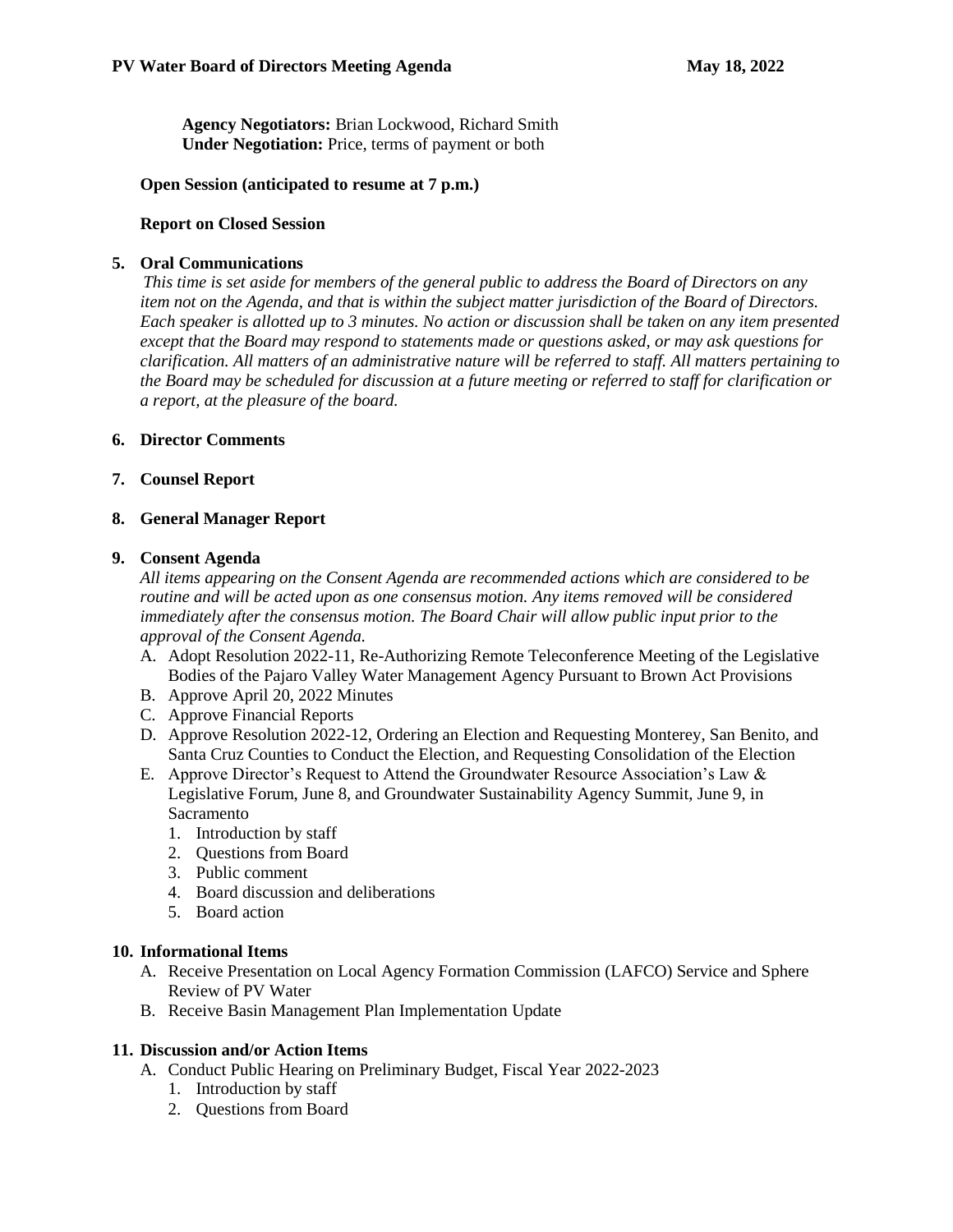**Agency Negotiators:** Brian Lockwood, Richard Smith
**Under Negotiation:** Price, terms of payment or both

**Open Session (anticipated to resume at 7 p.m.)**

**Report on Closed Session**

**5. Oral Communications**

*This time is set aside for members of the general public to address the Board of Directors on any item not on the Agenda, and that is within the subject matter jurisdiction of the Board of Directors. Each speaker is allotted up to 3 minutes. No action or discussion shall be taken on any item presented except that the Board may respond to statements made or questions asked, or may ask questions for clarification. All matters of an administrative nature will be referred to staff. All matters pertaining to the Board may be scheduled for discussion at a future meeting or referred to staff for clarification or a report, at the pleasure of the board.*

**6. Director Comments**

**7. Counsel Report**

**8. General Manager Report**

**9. Consent Agenda**

*All items appearing on the Consent Agenda are recommended actions which are considered to be routine and will be acted upon as one consensus motion. Any items removed will be considered immediately after the consensus motion. The Board Chair will allow public input prior to the approval of the Consent Agenda.*

A. Adopt Resolution 2022-11, Re-Authorizing Remote Teleconference Meeting of the Legislative Bodies of the Pajaro Valley Water Management Agency Pursuant to Brown Act Provisions
B. Approve April 20, 2022 Minutes
C. Approve Financial Reports
D. Approve Resolution 2022-12, Ordering an Election and Requesting Monterey, San Benito, and Santa Cruz Counties to Conduct the Election, and Requesting Consolidation of the Election
E. Approve Director's Request to Attend the Groundwater Resource Association's Law & Legislative Forum, June 8, and Groundwater Sustainability Agency Summit, June 9, in Sacramento
   1. Introduction by staff
   2. Questions from Board
   3. Public comment
   4. Board discussion and deliberations
   5. Board action

**10. Informational Items**

A. Receive Presentation on Local Agency Formation Commission (LAFCO) Service and Sphere Review of PV Water
B. Receive Basin Management Plan Implementation Update

**11. Discussion and/or Action Items**

A. Conduct Public Hearing on Preliminary Budget, Fiscal Year 2022-2023
   1. Introduction by staff
   2. Questions from Board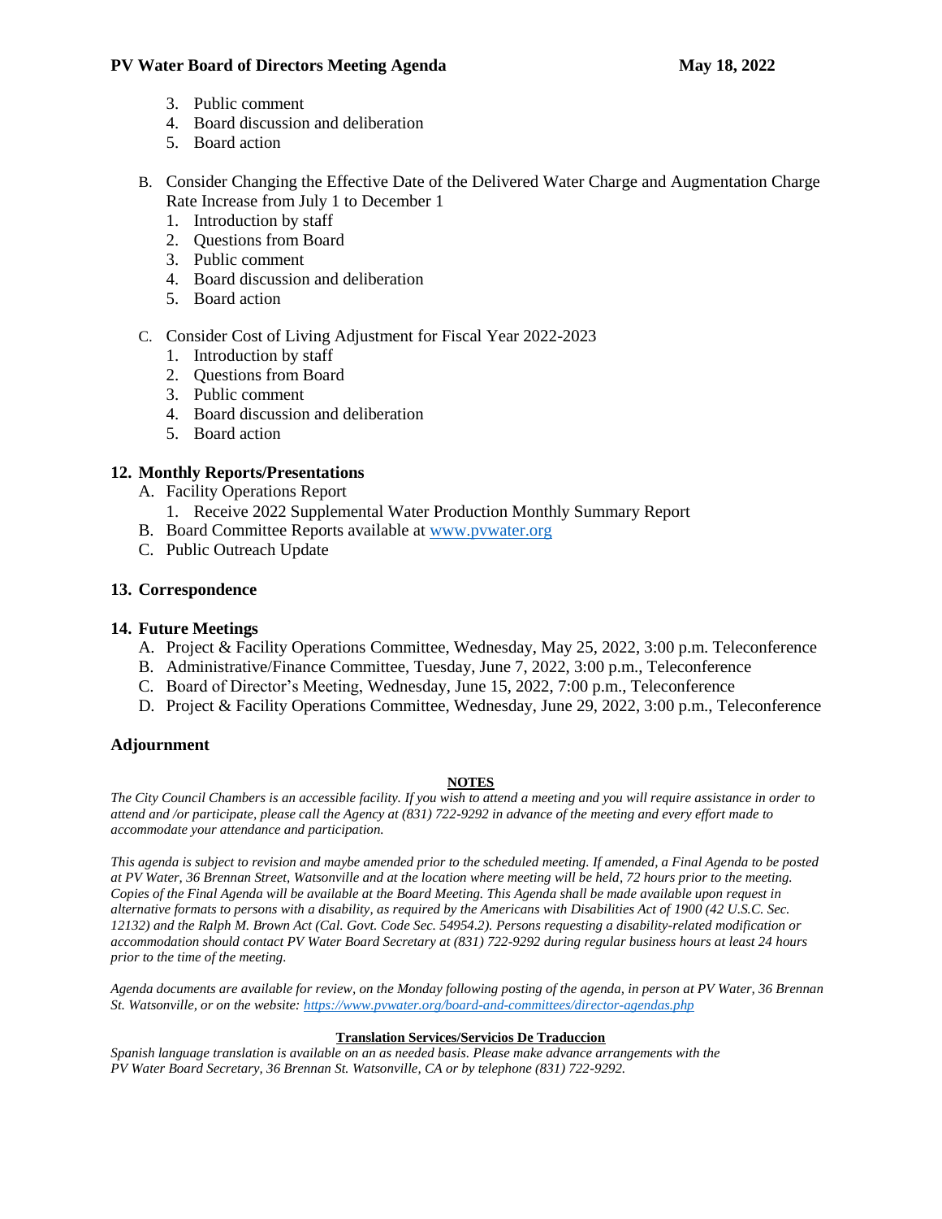3. Public comment
4. Board discussion and deliberation
5. Board action

B. Consider Changing the Effective Date of the Delivered Water Charge and Augmentation Charge Rate Increase from July 1 to December 1
   1. Introduction by staff
   2. Questions from Board
   3. Public comment
   4. Board discussion and deliberation
   5. Board action

C. Consider Cost of Living Adjustment for Fiscal Year 2022-2023
   1. Introduction by staff
   2. Questions from Board
   3. Public comment
   4. Board discussion and deliberation
   5. Board action

## 12. Monthly Reports/Presentations

A. Facility Operations Report
   1. Receive 2022 Supplemental Water Production Monthly Summary Report

B. Board Committee Reports available at [www.pvwater.org](www.pvwater.org)

C. Public Outreach Update

## 13. Correspondence

## 14. Future Meetings

A. Project & Facility Operations Committee, Wednesday, May 25, 2022, 3:00 p.m. Teleconference

B. Administrative/Finance Committee, Tuesday, June 7, 2022, 3:00 p.m., Teleconference

C. Board of Director's Meeting, Wednesday, June 15, 2022, 7:00 p.m., Teleconference

D. Project & Facility Operations Committee, Wednesday, June 29, 2022, 3:00 p.m., Teleconference

## Adjournment

**NOTES**

*The City Council Chambers is an accessible facility. If you wish to attend a meeting and you will require assistance in order to attend and /or participate, please call the Agency at (831) 722-9292 in advance of the meeting and every effort made to accommodate your attendance and participation.*

*This agenda is subject to revision and maybe amended prior to the scheduled meeting. If amended, a Final Agenda to be posted at PV Water, 36 Brennan Street, Watsonville and at the location where meeting will be held, 72 hours prior to the meeting. Copies of the Final Agenda will be available at the Board Meeting. This Agenda shall be made available upon request in alternative formats to persons with a disability, as required by the Americans with Disabilities Act of 1900 (42 U.S.C. Sec. 12132) and the Ralph M. Brown Act (Cal. Govt. Code Sec. 54954.2). Persons requesting a disability-related modification or accommodation should contact PV Water Board Secretary at (831) 722-9292 during regular business hours at least 24 hours prior to the time of the meeting.*

*Agenda documents are available for review, on the Monday following posting of the agenda, in person at PV Water, 36 Brennan St. Watsonville, or on the website: [https://www.pvwater.org/board-and-committees/director-agendas.php](https://www.pvwater.org/board-and-committees/director-agendas.php)*

**Translation Services/Servicios De Traduccion**

*Spanish language translation is available on an as needed basis. Please make advance arrangements with the PV Water Board Secretary, 36 Brennan St. Watsonville, CA or by telephone (831) 722-9292.*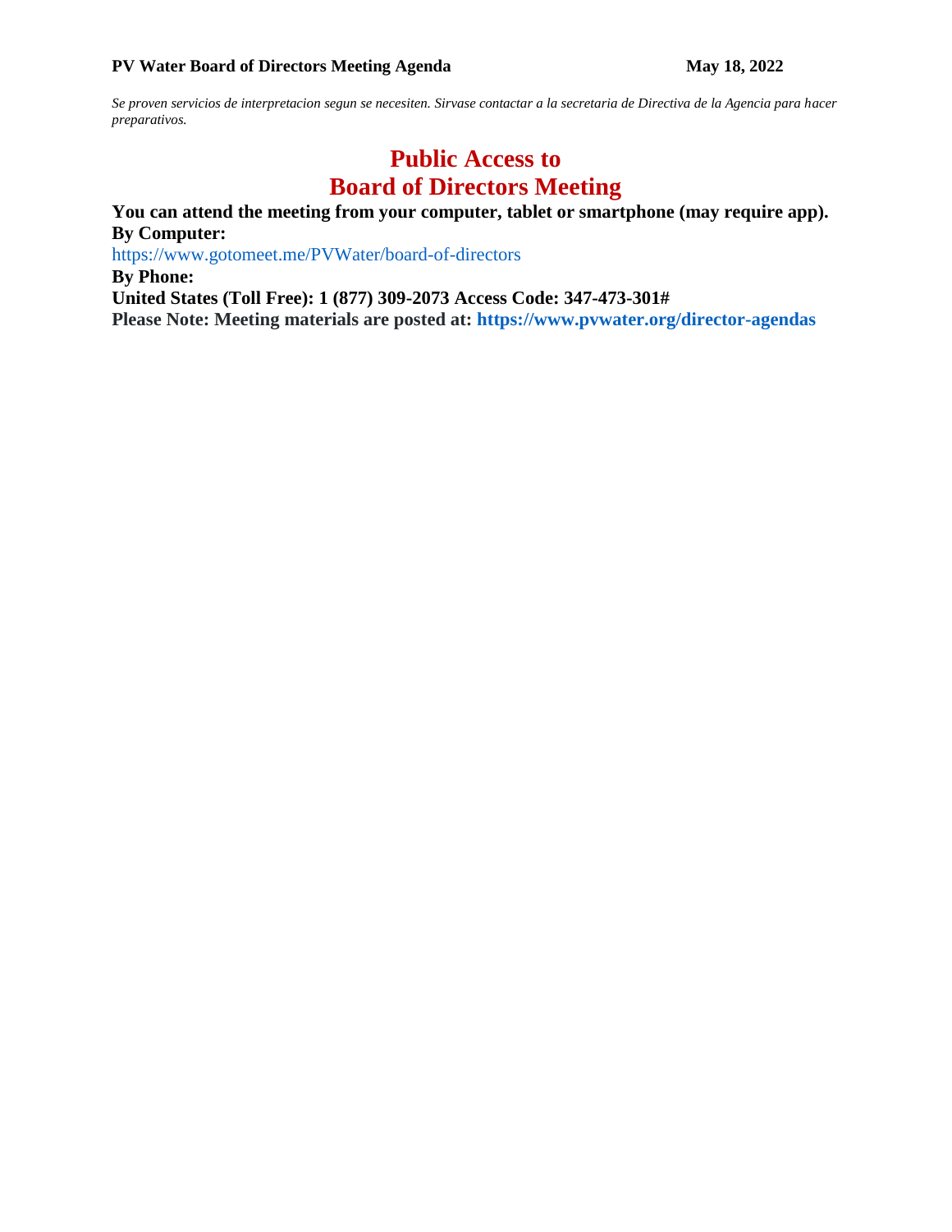*Se proven servicios de interpretacion segun se necesiten. Sirvase contactar a la secretaria de Directiva de la Agencia para hacer preparativos.*

# Public Access to Board of Directors Meeting

**You can attend the meeting from your computer, tablet or smartphone (may require app).**

**By Computer:**

https://www.gotomeet.me/PVWater/board-of-directors

**By Phone:**

**United States (Toll Free): 1 (877) 309-2073 Access Code: 347-473-301#**

**Please Note: Meeting materials are posted at: https://www.pvwater.org/director-agendas**